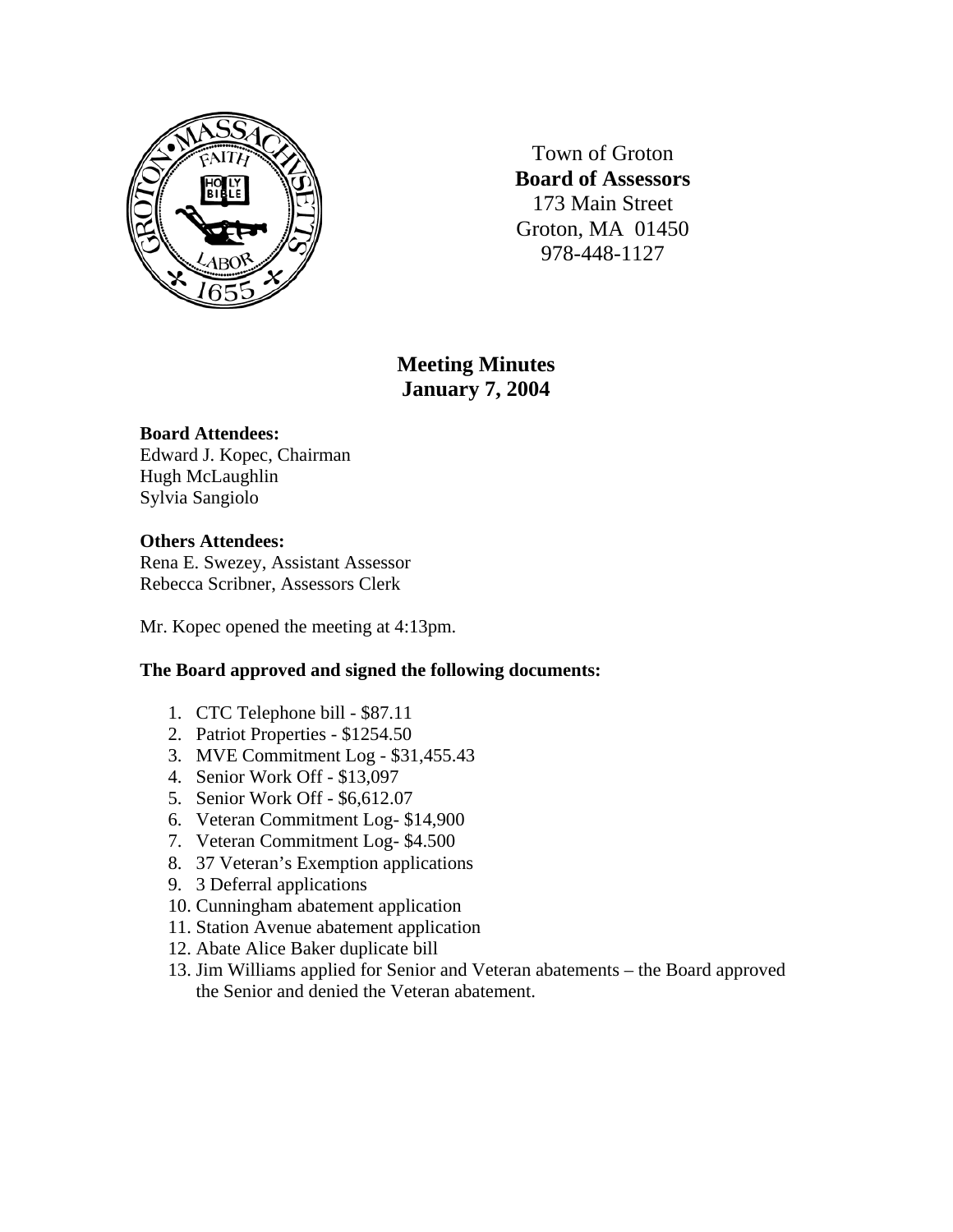Town of Groton
**Board of Assessors**
173 Main Street
Groton, MA 01450
978-448-1127

# Meeting Minutes
## January 7, 2004

**Board Attendees:**
Edward J. Kopec, Chairman
Hugh McLaughlin
Sylvia Sangiolo

**Others Attendees:**
Rena E. Swezey, Assistant Assessor
Rebecca Scribner, Assessors Clerk

Mr. Kopec opened the meeting at 4:13pm.

**The Board approved and signed the following documents:**

1. CTC Telephone bill - $87.11
2. Patriot Properties - $1254.50
3. MVE Commitment Log - $31,455.43
4. Senior Work Off - $13,097
5. Senior Work Off - $6,612.07
6. Veteran Commitment Log- $14,900
7. Veteran Commitment Log- $4.500
8. 37 Veteran's Exemption applications
9. 3 Deferral applications
10. Cunningham abatement application
11. Station Avenue abatement application
12. Abate Alice Baker duplicate bill
13. Jim Williams applied for Senior and Veteran abatements – the Board approved the Senior and denied the Veteran abatement.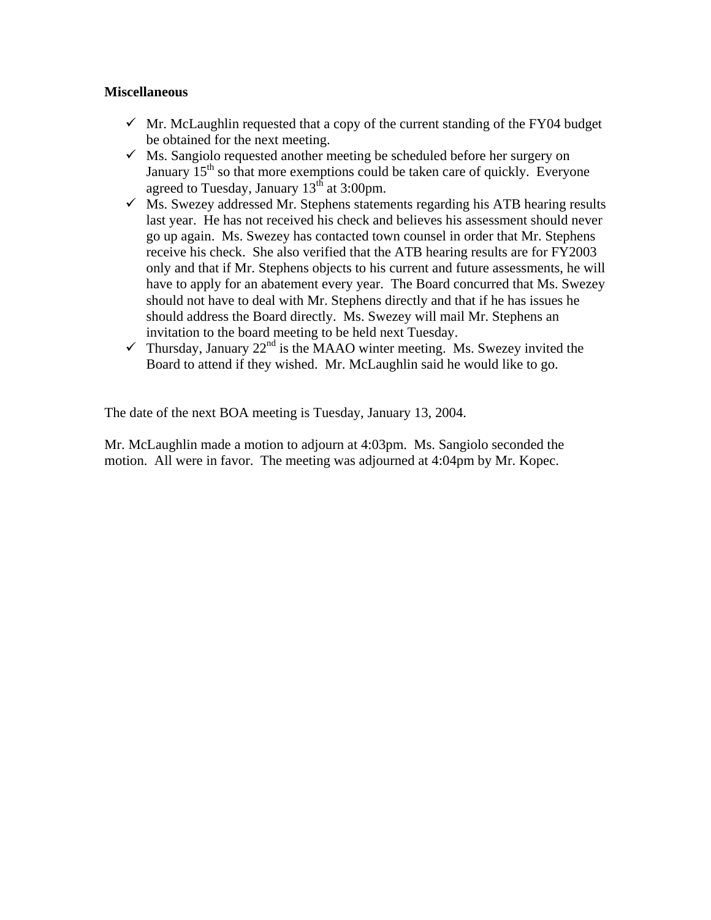**Miscellaneous**

- ✓ Mr. McLaughlin requested that a copy of the current standing of the FY04 budget be obtained for the next meeting.
- ✓ Ms. Sangiolo requested another meeting be scheduled before her surgery on January 15th so that more exemptions could be taken care of quickly. Everyone agreed to Tuesday, January 13th at 3:00pm.
- ✓ Ms. Swezey addressed Mr. Stephens statements regarding his ATB hearing results last year. He has not received his check and believes his assessment should never go up again. Ms. Swezey has contacted town counsel in order that Mr. Stephens receive his check. She also verified that the ATB hearing results are for FY2003 only and that if Mr. Stephens objects to his current and future assessments, he will have to apply for an abatement every year. The Board concurred that Ms. Swezey should not have to deal with Mr. Stephens directly and that if he has issues he should address the Board directly. Ms. Swezey will mail Mr. Stephens an invitation to the board meeting to be held next Tuesday.
- ✓ Thursday, January 22nd is the MAAO winter meeting. Ms. Swezey invited the Board to attend if they wished. Mr. McLaughlin said he would like to go.

The date of the next BOA meeting is Tuesday, January 13, 2004.

Mr. McLaughlin made a motion to adjourn at 4:03pm. Ms. Sangiolo seconded the motion. All were in favor. The meeting was adjourned at 4:04pm by Mr. Kopec.